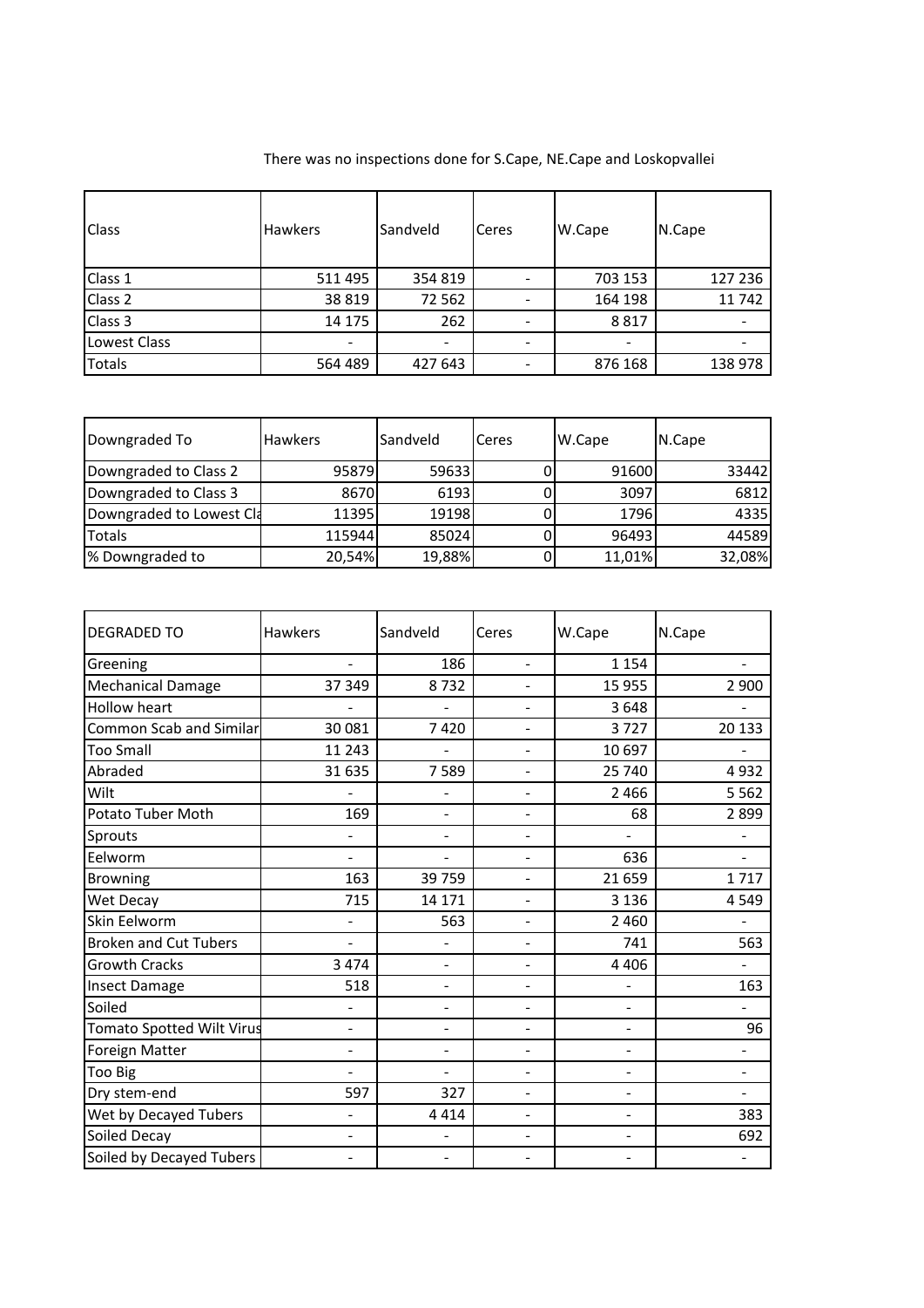There was no inspections done for S.Cape, NE.Cape and Loskopvallei

| Class | Hawkers | Sandveld | Ceres | W.Cape | N.Cape |
|---|---|---|---|---|---|
| Class 1 | 511 495 | 354 819 | - | 703 153 | 127 236 |
| Class 2 | 38 819 | 72 562 | - | 164 198 | 11 742 |
| Class 3 | 14 175 | 262 | - | 8 817 | - |
| Lowest Class | - | - | - | - | - |
| Totals | 564 489 | 427 643 | - | 876 168 | 138 978 |

| Downgraded To | Hawkers | Sandveld | Ceres | W.Cape | N.Cape |
|---|---|---|---|---|---|
| Downgraded to Class 2 | 95879 | 59633 | 0 | 91600 | 33442 |
| Downgraded to Class 3 | 8670 | 6193 | 0 | 3097 | 6812 |
| Downgraded to Lowest Cla | 11395 | 19198 | 0 | 1796 | 4335 |
| Totals | 115944 | 85024 | 0 | 96493 | 44589 |
| % Downgraded to | 20,54% | 19,88% | 0 | 11,01% | 32,08% |

| DEGRADED TO | Hawkers | Sandveld | Ceres | W.Cape | N.Cape |
|---|---|---|---|---|---|
| Greening | - | 186 | - | 1 154 | - |
| Mechanical Damage | 37 349 | 8 732 | - | 15 955 | 2 900 |
| Hollow heart | - | - | - | 3 648 | - |
| Common Scab and Similar | 30 081 | 7 420 | - | 3 727 | 20 133 |
| Too Small | 11 243 | - | - | 10 697 | - |
| Abraded | 31 635 | 7 589 | - | 25 740 | 4 932 |
| Wilt | - | - | - | 2 466 | 5 562 |
| Potato Tuber Moth | 169 | - | - | 68 | 2 899 |
| Sprouts | - | - | - | - | - |
| Eelworm | - | - | - | 636 | - |
| Browning | 163 | 39 759 | - | 21 659 | 1 717 |
| Wet Decay | 715 | 14 171 | - | 3 136 | 4 549 |
| Skin Eelworm | - | 563 | - | 2 460 | - |
| Broken and Cut Tubers | - | - | - | 741 | 563 |
| Growth Cracks | 3 474 | - | - | 4 406 | - |
| Insect Damage | 518 | - | - | - | 163 |
| Soiled | - | - | - | - | - |
| Tomato Spotted Wilt Virus | - | - | - | - | 96 |
| Foreign Matter | - | - | - | - | - |
| Too Big | - | - | - | - | - |
| Dry stem-end | 597 | 327 | - | - | - |
| Wet by Decayed Tubers | - | 4 414 | - | - | 383 |
| Soiled Decay | - | - | - | - | 692 |
| Soiled by Decayed Tubers | - | - | - | - | - |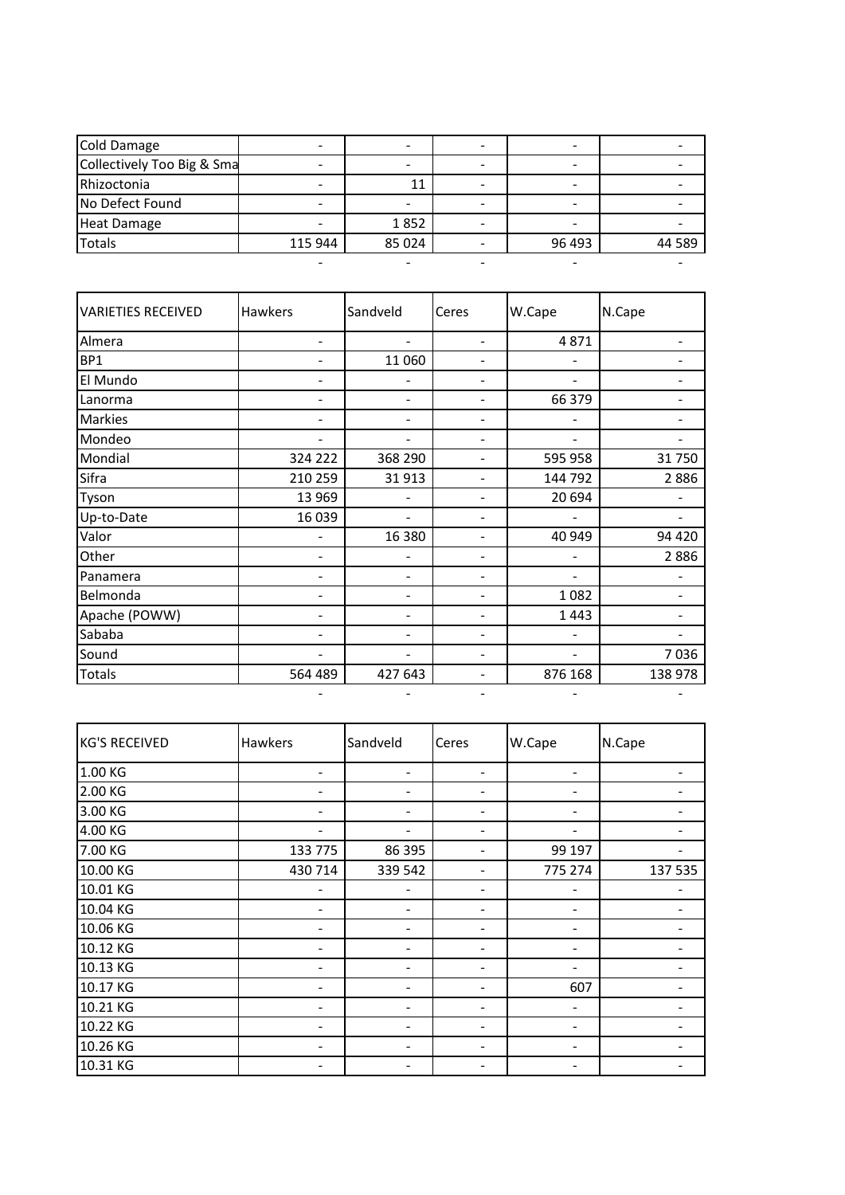| | | | | | |
|---|---|---|---|---|---|
| Cold Damage | - | - | - | - | - |
| Collectively Too Big & Sma | - | - | - | - | - |
| Rhizoctonia | - | 11 | - | - | - |
| No Defect Found | - | - | - | - | - |
| Heat Damage | - | 1 852 | - | - | - |
| Totals | 115 944 | 85 024 | - | 96 493 | 44 589 |
| | - | - | - | - | - |

| VARIETIES RECEIVED | Hawkers | Sandveld | Ceres | W.Cape | N.Cape |
|---|---|---|---|---|---|
| Almera | - | - | - | 4 871 | - |
| BP1 | - | 11 060 | - | - | - |
| El Mundo | - | - | - | - | - |
| Lanorma | - | - | - | 66 379 | - |
| Markies | - | - | - | - | - |
| Mondeo | - | - | - | - | - |
| Mondial | 324 222 | 368 290 | - | 595 958 | 31 750 |
| Sifra | 210 259 | 31 913 | - | 144 792 | 2 886 |
| Tyson | 13 969 | - | - | 20 694 | - |
| Up-to-Date | 16 039 | - | - | - | - |
| Valor | - | 16 380 | - | 40 949 | 94 420 |
| Other | - | - | - | - | 2 886 |
| Panamera | - | - | - | - | - |
| Belmonda | - | - | - | 1 082 | - |
| Apache (POWW) | - | - | - | 1 443 | - |
| Sababa | - | - | - | - | - |
| Sound | - | - | - | - | 7 036 |
| Totals | 564 489 | 427 643 | - | 876 168 | 138 978 |
| | - | - | - | - | - |

| KG'S RECEIVED | Hawkers | Sandveld | Ceres | W.Cape | N.Cape |
|---|---|---|---|---|---|
| 1.00 KG | - | - | - | - | - |
| 2.00 KG | - | - | - | - | - |
| 3.00 KG | - | - | - | - | - |
| 4.00 KG | - | - | - | - | - |
| 7.00 KG | 133 775 | 86 395 | - | 99 197 | - |
| 10.00 KG | 430 714 | 339 542 | - | 775 274 | 137 535 |
| 10.01 KG | - | - | - | - | - |
| 10.04 KG | - | - | - | - | - |
| 10.06 KG | - | - | - | - | - |
| 10.12 KG | - | - | - | - | - |
| 10.13 KG | - | - | - | - | - |
| 10.17 KG | - | - | - | 607 | - |
| 10.21 KG | - | - | - | - | - |
| 10.22 KG | - | - | - | - | - |
| 10.26 KG | - | - | - | - | - |
| 10.31 KG | - | - | - | - | - |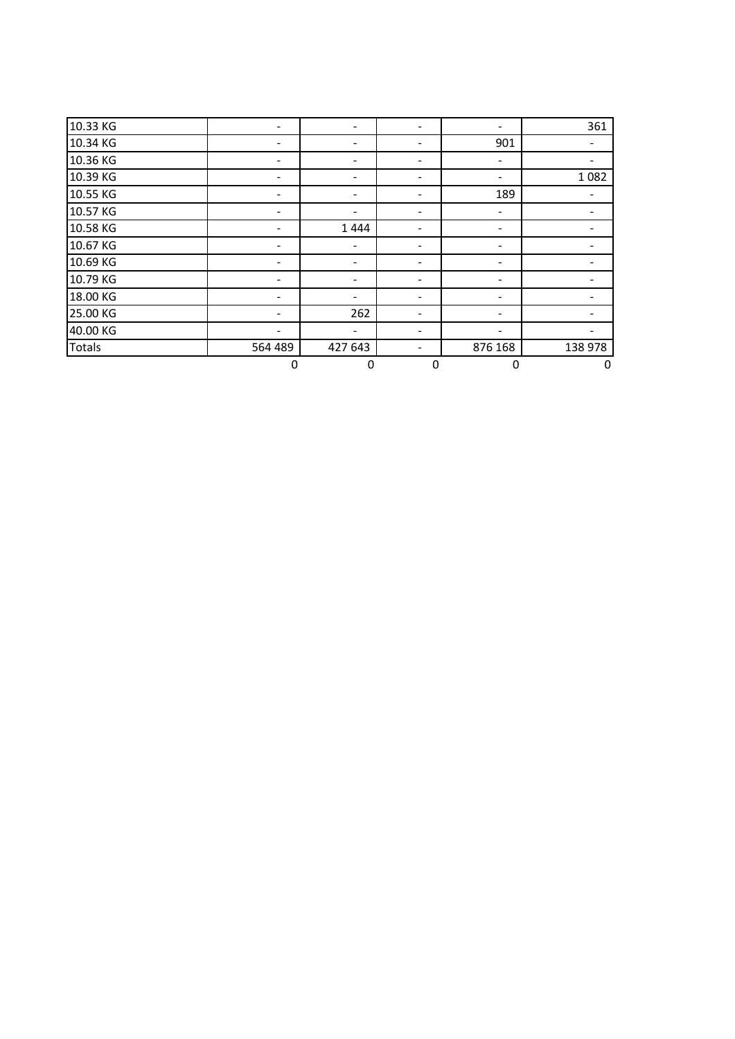| | | | | | |
|---|---|---|---|---|---|
| 10.33 KG | - | - | - | - | 361 |
| 10.34 KG | - | - | - | 901 | - |
| 10.36 KG | - | - | - | - | - |
| 10.39 KG | - | - | - | - | 1 082 |
| 10.55 KG | - | - | - | 189 | - |
| 10.57 KG | - | - | - | - | - |
| 10.58 KG | - | 1 444 | - | - | - |
| 10.67 KG | - | - | - | - | - |
| 10.69 KG | - | - | - | - | - |
| 10.79 KG | - | - | - | - | - |
| 18.00 KG | - | - | - | - | - |
| 25.00 KG | - | 262 | - | - | - |
| 40.00 KG | - | - | - | - | - |
| Totals | 564 489 | 427 643 | - | 876 168 | 138 978 |
| | 0 | 0 | 0 | 0 | 0 |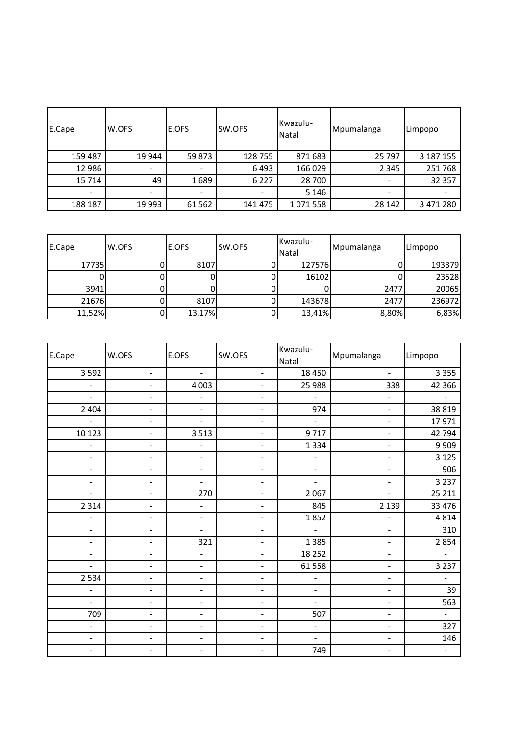| E.Cape | W.OFS | E.OFS | SW.OFS | Kwazulu-Natal | Mpumalanga | Limpopo |
|---|---|---|---|---|---|---|
| 159 487 | 19 944 | 59 873 | 128 755 | 871 683 | 25 797 | 3 187 155 |
| 12 986 | - | - | 6 493 | 166 029 | 2 345 | 251 768 |
| 15 714 | 49 | 1 689 | 6 227 | 28 700 | - | 32 357 |
| - | - | - | - | 5 146 | - | - |
| 188 187 | 19 993 | 61 562 | 141 475 | 1 071 558 | 28 142 | 3 471 280 |

| E.Cape | W.OFS | E.OFS | SW.OFS | Kwazulu-Natal | Mpumalanga | Limpopo |
|---|---|---|---|---|---|---|
| 17735 | 0 | 8107 | 0 | 127576 | 0 | 193379 |
| 0 | 0 | 0 | 0 | 16102 | 0 | 23528 |
| 3941 | 0 | 0 | 0 | 0 | 2477 | 20065 |
| 21676 | 0 | 8107 | 0 | 143678 | 2477 | 236972 |
| 11,52% | 0 | 13,17% | 0 | 13,41% | 8,80% | 6,83% |

| E.Cape | W.OFS | E.OFS | SW.OFS | Kwazulu-Natal | Mpumalanga | Limpopo |
|---|---|---|---|---|---|---|
| 3 592 | - | - | - | 18 450 | - | 3 355 |
| - | - | 4 003 | - | 25 988 | 338 | 42 366 |
| - | - | - | - | - | - | - |
| 2 404 | - | - | - | 974 | - | 38 819 |
| - | - | - | - | - | - | 17 971 |
| 10 123 | - | 3 513 | - | 9 717 | - | 42 794 |
| - | - | - | - | 1 334 | - | 9 909 |
| - | - | - | - | - | - | 3 125 |
| - | - | - | - | - | - | 906 |
| - | - | - | - | - | - | 3 237 |
| - | - | 270 | - | 2 067 | - | 25 211 |
| 2 314 | - | - | - | 845 | 2 139 | 33 476 |
| - | - | - | - | 1 852 | - | 4 814 |
| - | - | - | - | - | - | 310 |
| - | - | 321 | - | 1 385 | - | 2 854 |
| - | - | - | - | 18 252 | - | - |
| - | - | - | - | 61 558 | - | 3 237 |
| 2 534 | - | - | - | - | - | - |
| - | - | - | - | - | - | 39 |
| - | - | - | - | - | - | 563 |
| 709 | - | - | - | 507 | - | - |
| - | - | - | - | - | - | 327 |
| - | - | - | - | - | - | 146 |
| - | - | - | - | 749 | - | - |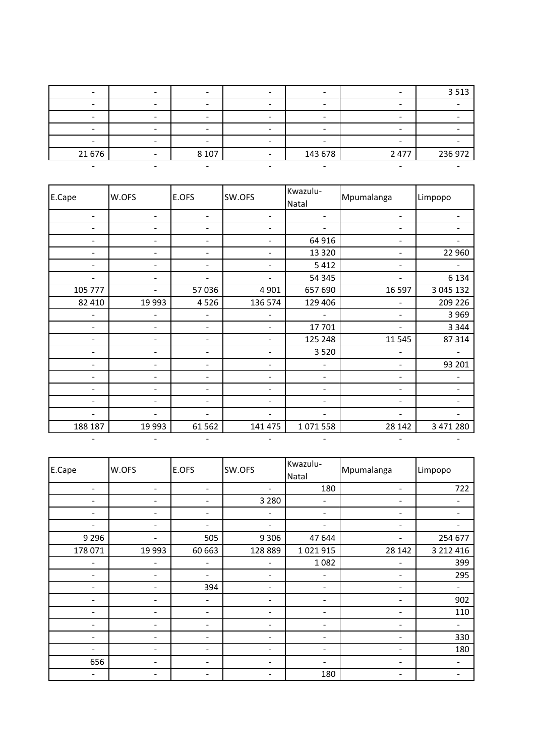| | | | | | | |
|---|---|---|---|---|---|---|
| - | - | - | - | - | - | 3 513 |
| - | - | - | - | - | - | - |
| - | - | - | - | - | - | - |
| - | - | - | - | - | - | - |
| - | - | - | - | - | - | - |
| 21 676 | - | 8 107 | - | 143 678 | 2 477 | 236 972 |
| - | - | - | - | - | - | - |

| E.Cape | W.OFS | E.OFS | SW.OFS | Kwazulu-Natal | Mpumalanga | Limpopo |
|---|---|---|---|---|---|---|
| - | - | - | - | - | - | - |
| - | - | - | - | - | - | - |
| - | - | - | - | 64 916 | - | - |
| - | - | - | - | 13 320 | - | 22 960 |
| - | - | - | - | 5 412 | - | - |
| - | - | - | - | 54 345 | - | 6 134 |
| 105 777 | - | 57 036 | 4 901 | 657 690 | 16 597 | 3 045 132 |
| 82 410 | 19 993 | 4 526 | 136 574 | 129 406 | - | 209 226 |
| - | - | - | - | - | - | 3 969 |
| - | - | - | - | 17 701 | - | 3 344 |
| - | - | - | - | 125 248 | 11 545 | 87 314 |
| - | - | - | - | 3 520 | - | - |
| - | - | - | - | - | - | 93 201 |
| - | - | - | - | - | - | - |
| - | - | - | - | - | - | - |
| - | - | - | - | - | - | - |
| - | - | - | - | - | - | - |
| 188 187 | 19 993 | 61 562 | 141 475 | 1 071 558 | 28 142 | 3 471 280 |
| - | - | - | - | - | - | - |

| E.Cape | W.OFS | E.OFS | SW.OFS | Kwazulu-Natal | Mpumalanga | Limpopo |
|---|---|---|---|---|---|---|
| - | - | - | - | 180 | - | 722 |
| - | - | - | 3 280 | - | - | - |
| - | - | - | - | - | - | - |
| - | - | - | - | - | - | - |
| 9 296 | - | 505 | 9 306 | 47 644 | - | 254 677 |
| 178 071 | 19 993 | 60 663 | 128 889 | 1 021 915 | 28 142 | 3 212 416 |
| - | - | - | - | 1 082 | - | 399 |
| - | - | - | - | - | - | 295 |
| - | - | 394 | - | - | - | - |
| - | - | - | - | - | - | 902 |
| - | - | - | - | - | - | 110 |
| - | - | - | - | - | - | - |
| - | - | - | - | - | - | 330 |
| - | - | - | - | - | - | 180 |
| 656 | - | - | - | - | - | - |
| - | - | - | - | 180 | - | - |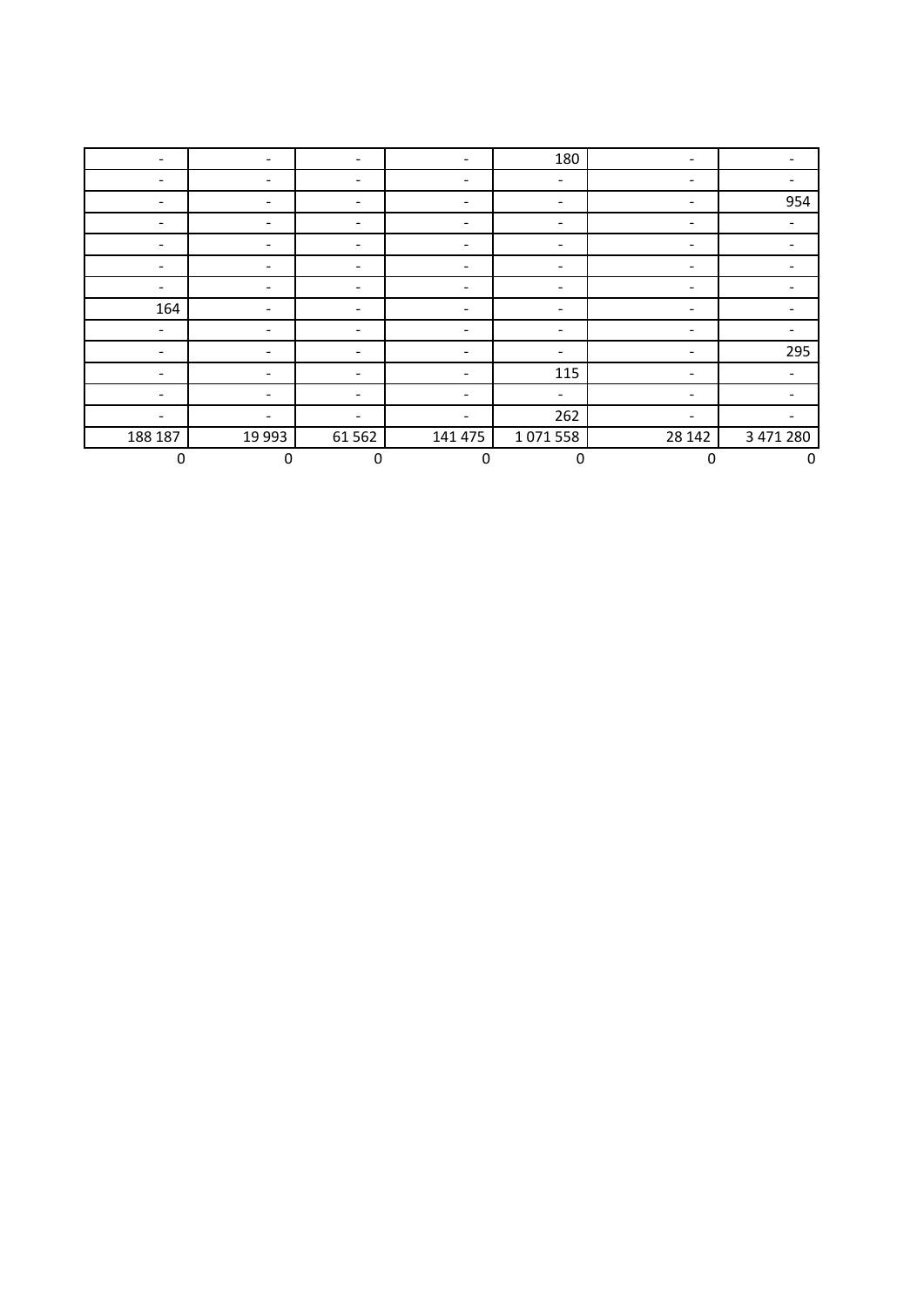| - | - | - | - | 180 | - | - |
|---|---|---|---|---|---|---|
| - | - | - | - | - | - | - |
| - | - | - | - | - | - | 954 |
| - | - | - | - | - | - | - |
| - | - | - | - | - | - | - |
| - | - | - | - | - | - | - |
| - | - | - | - | - | - | - |
| 164 | - | - | - | - | - | - |
| - | - | - | - | - | - | - |
| - | - | - | - | - | - | 295 |
| - | - | - | - | 115 | - | - |
| - | - | - | - | - | - | - |
| - | - | - | - | 262 | - | - |
| 188 187 | 19 993 | 61 562 | 141 475 | 1 071 558 | 28 142 | 3 471 280 |
| 0 | 0 | 0 | 0 | 0 | 0 | 0 |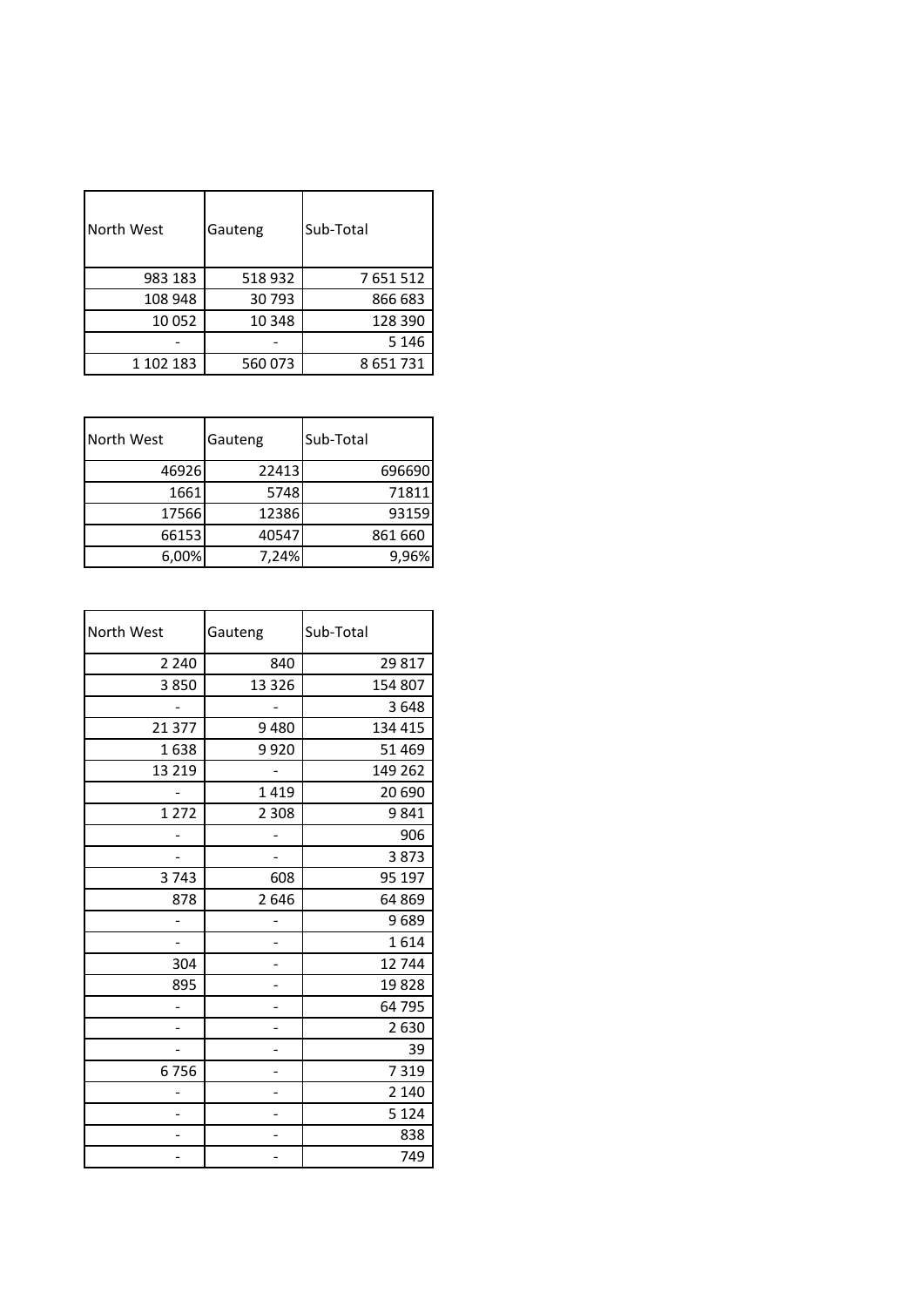| North West | Gauteng | Sub-Total |
|---|---|---|
| 983 183 | 518 932 | 7 651 512 |
| 108 948 | 30 793 | 866 683 |
| 10 052 | 10 348 | 128 390 |
| - | - | 5 146 |
| 1 102 183 | 560 073 | 8 651 731 |

| North West | Gauteng | Sub-Total |
|---|---|---|
| 46926 | 22413 | 696690 |
| 1661 | 5748 | 71811 |
| 17566 | 12386 | 93159 |
| 66153 | 40547 | 861 660 |
| 6,00% | 7,24% | 9,96% |

| North West | Gauteng | Sub-Total |
|---|---|---|
| 2 240 | 840 | 29 817 |
| 3 850 | 13 326 | 154 807 |
| - | - | 3 648 |
| 21 377 | 9 480 | 134 415 |
| 1 638 | 9 920 | 51 469 |
| 13 219 | - | 149 262 |
| - | 1 419 | 20 690 |
| 1 272 | 2 308 | 9 841 |
| - | - | 906 |
| - | - | 3 873 |
| 3 743 | 608 | 95 197 |
| 878 | 2 646 | 64 869 |
| - | - | 9 689 |
| - | - | 1 614 |
| 304 | - | 12 744 |
| 895 | - | 19 828 |
| - | - | 64 795 |
| - | - | 2 630 |
| - | - | 39 |
| 6 756 | - | 7 319 |
| - | - | 2 140 |
| - | - | 5 124 |
| - | - | 838 |
| - | - | 749 |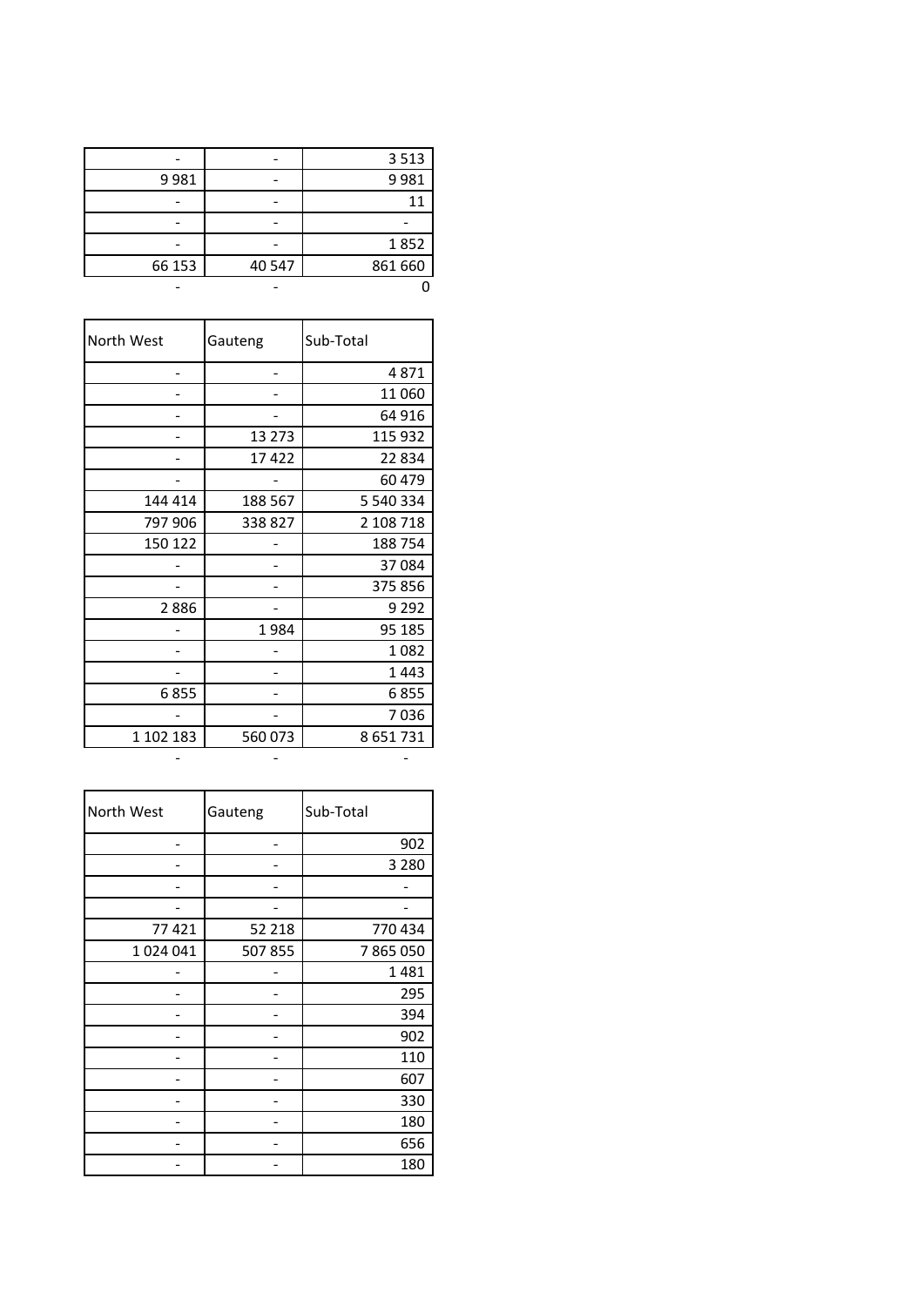| | | |
|---|---|---|
| - | - | 3 513 |
| 9 981 | - | 9 981 |
| - | - | 11 |
| - | - | - |
| - | - | 1 852 |
| 66 153 | 40 547 | 861 660 |
| - | - | 0 |

| North West | Gauteng | Sub-Total |
|---|---|---|
| - | - | 4 871 |
| - | - | 11 060 |
| - | - | 64 916 |
| - | 13 273 | 115 932 |
| - | 17 422 | 22 834 |
| - | - | 60 479 |
| 144 414 | 188 567 | 5 540 334 |
| 797 906 | 338 827 | 2 108 718 |
| 150 122 | - | 188 754 |
| - | - | 37 084 |
| - | - | 375 856 |
| 2 886 | - | 9 292 |
| - | 1 984 | 95 185 |
| - | - | 1 082 |
| - | - | 1 443 |
| 6 855 | - | 6 855 |
| - | - | 7 036 |
| 1 102 183 | 560 073 | 8 651 731 |
| - | - | - |

| North West | Gauteng | Sub-Total |
|---|---|---|
| - | - | 902 |
| - | - | 3 280 |
| - | - | - |
| - | - | - |
| 77 421 | 52 218 | 770 434 |
| 1 024 041 | 507 855 | 7 865 050 |
| - | - | 1 481 |
| - | - | 295 |
| - | - | 394 |
| - | - | 902 |
| - | - | 110 |
| - | - | 607 |
| - | - | 330 |
| - | - | 180 |
| - | - | 656 |
| - | - | 180 |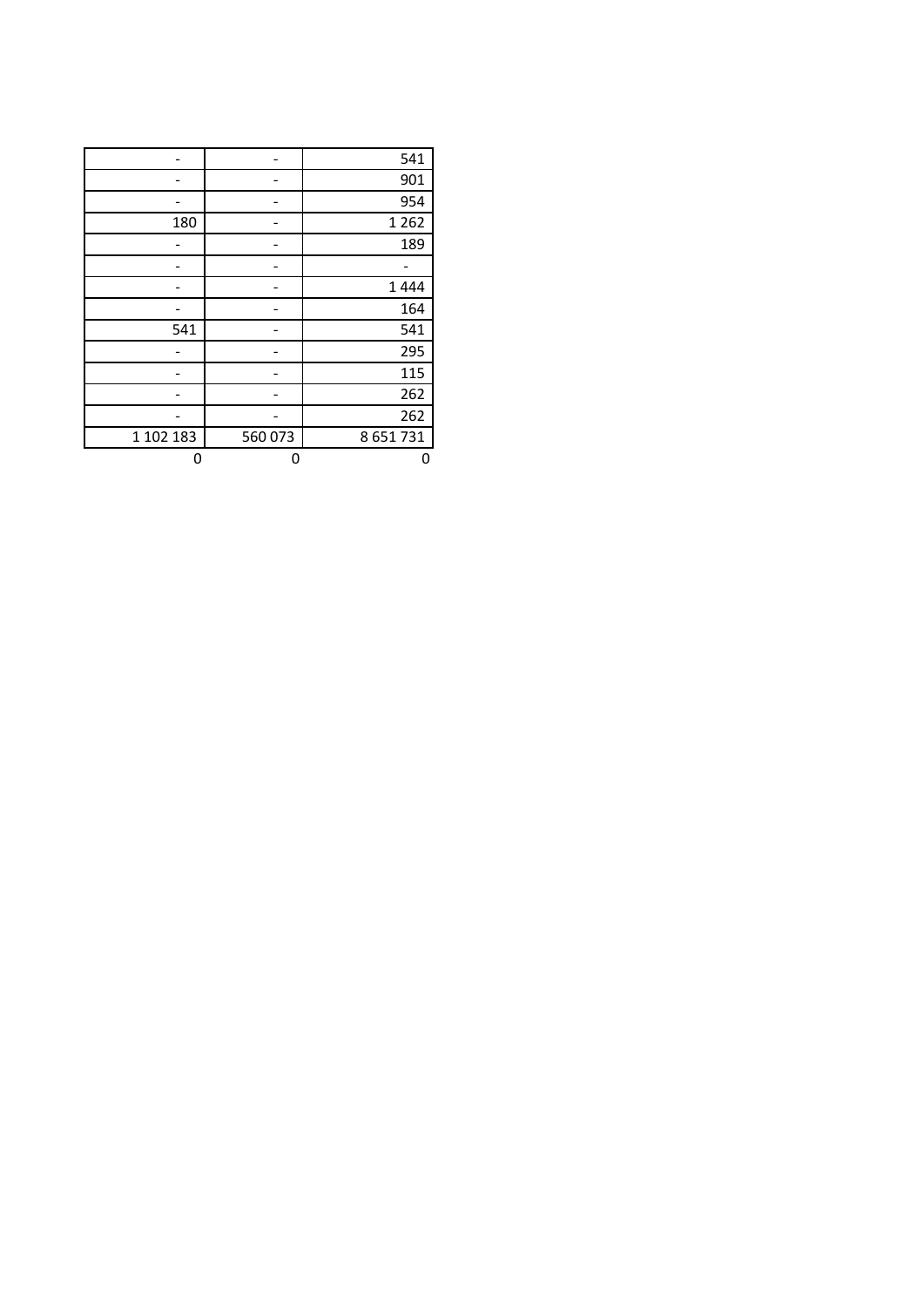| | | |
|---|---|---|
| - | - | 541 |
| - | - | 901 |
| - | - | 954 |
| 180 | - | 1 262 |
| - | - | 189 |
| - | - | - |
| - | - | 1 444 |
| - | - | 164 |
| 541 | - | 541 |
| - | - | 295 |
| - | - | 115 |
| - | - | 262 |
| - | - | 262 |
| 1 102 183 | 560 073 | 8 651 731 |
| 0 | 0 | 0 |